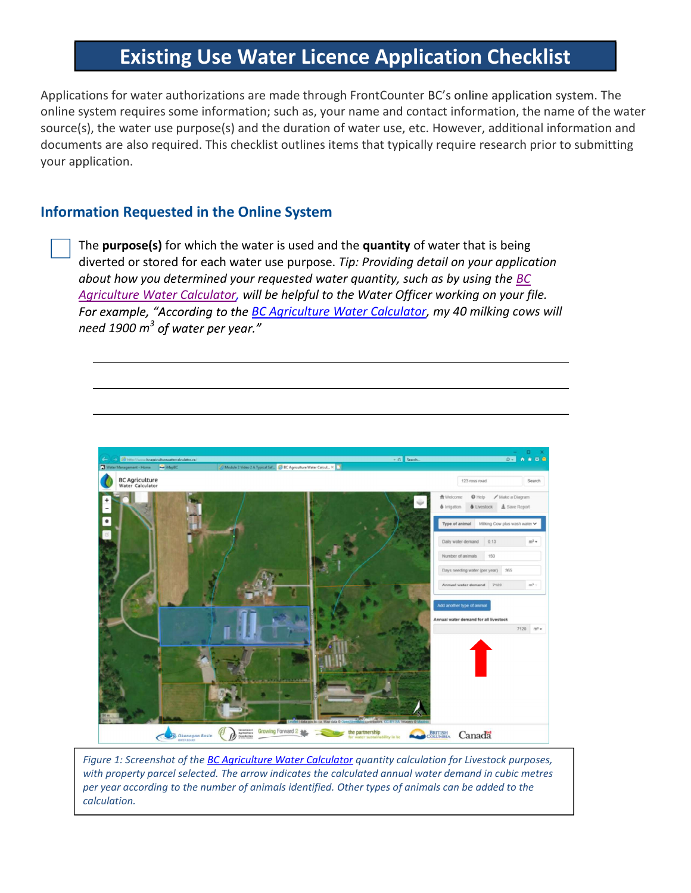# Existing Use Water Licence Application Checklist

Applications for water authorizations are made through FrontCounter BC's online application system. The online system requires some information; such as, your name and contact information, the name of the water source(s), the water use purpose(s) and the duration of water use, etc. However, additional information and documents are also required. This checklist outlines items that typically require research prior to submitting your application.

## Information Requested in the Online System

- [ ] The **purpose(s)** for which the water is used and the **quantity** of water that is being diverted or stored for each water use purpose. *Tip: Providing detail on your application about how you determined your requested water quantity, such as by using the BC Agriculture Water Calculator, will be helpful to the Water Officer working on your file. For example, "According to the BC Agriculture Water Calculator, my 40 milking cows will need 1900 m*$^3$ *of water per year."*

\_\_\_\_\_\_\_\_\_\_\_\_\_\_\_\_\_\_\_\_\_\_\_\_\_\_\_\_\_\_\_\_\_\_\_\_\_\_\_\_\_\_\_\_\_\_\_\_\_\_\_\_\_\_\_\_

\_\_\_\_\_\_\_\_\_\_\_\_\_\_\_\_\_\_\_\_\_\_\_\_\_\_\_\_\_\_\_\_\_\_\_\_\_\_\_\_\_\_\_\_\_\_\_\_\_\_\_\_\_\_\_\_

\_\_\_\_\_\_\_\_\_\_\_\_\_\_\_\_\_\_\_\_\_\_\_\_\_\_\_\_\_\_\_\_\_\_\_\_\_\_\_\_\_\_\_\_\_\_\_\_\_\_\_\_\_\_\_\_

*Figure 1: Screenshot of the BC Agriculture Water Calculator quantity calculation for Livestock purposes, with property parcel selected. The arrow indicates the calculated annual water demand in cubic metres per year according to the number of animals identified. Other types of animals can be added to the calculation.*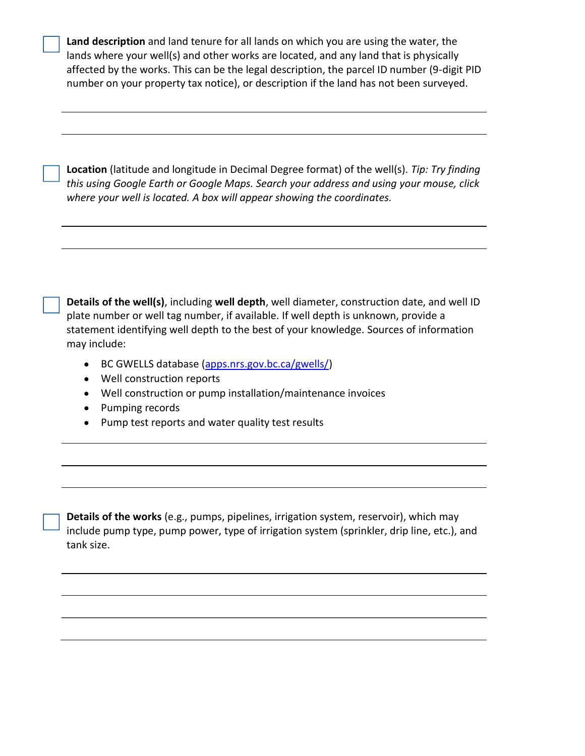- [ ] **Land description** and land tenure for all lands on which you are using the water, the lands where your well(s) and other works are located, and any land that is physically affected by the works. This can be the legal description, the parcel ID number (9-digit PID number on your property tax notice), or description if the land has not been surveyed.

___

___

- [ ] **Location** (latitude and longitude in Decimal Degree format) of the well(s). *Tip: Try finding this using Google Earth or Google Maps. Search your address and using your mouse, click where your well is located. A box will appear showing the coordinates.*

___

___

- [ ] **Details of the well(s)**, including **well depth**, well diameter, construction date, and well ID plate number or well tag number, if available. If well depth is unknown, provide a statement identifying well depth to the best of your knowledge. Sources of information may include:

  - BC GWELLS database (apps.nrs.gov.bc.ca/gwells/)
  - Well construction reports
  - Well construction or pump installation/maintenance invoices
  - Pumping records
  - Pump test reports and water quality test results

___

___

___

- [ ] **Details of the works** (e.g., pumps, pipelines, irrigation system, reservoir), which may include pump type, pump power, type of irrigation system (sprinkler, drip line, etc.), and tank size.

___

___

___

___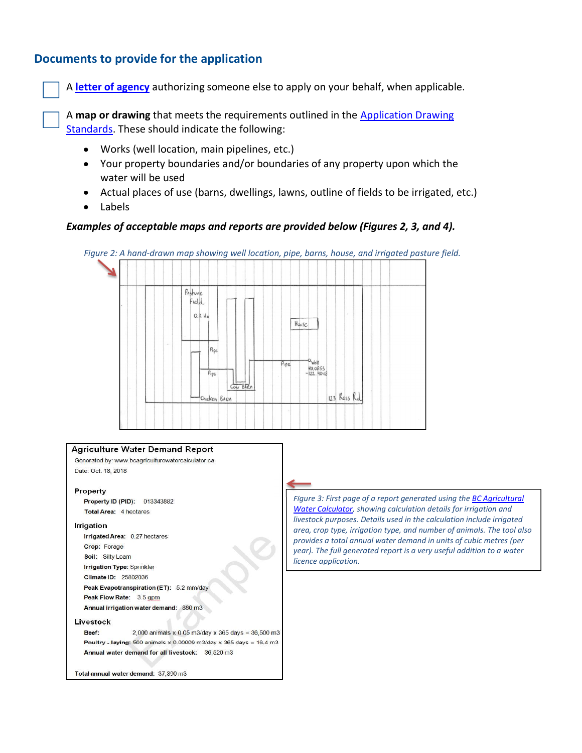## Documents to provide for the application

☐ A **letter of agency** authorizing someone else to apply on your behalf, when applicable.

☐ A **map or drawing** that meets the requirements outlined in the Application Drawing Standards. These should indicate the following:

- Works (well location, main pipelines, etc.)
- Your property boundaries and/or boundaries of any property upon which the water will be used
- Actual places of use (barns, dwellings, lawns, outline of fields to be irrigated, etc.)
- Labels

***Examples of acceptable maps and reports are provided below (Figures 2, 3, and 4).***

*Figure 2: A hand-drawn map showing well location, pipe, barns, house, and irrigated pasture field.*

Pasture Field 0.3 Ha

House

Pipe

Pipe

Pipe

Well 49.0853 -122.4048

Cow Barn

Chicken Barn

123 Ross Rd

**Agriculture Water Demand Report**

Generated by: www.bcagriculturewatercalculator.ca

Date: Oct. 18, 2018

**Property**

**Property ID (PID):** 013343882

**Total Area:** 4 hectares

**Irrigation**

**Irrigated Area:** 0.27 hectares

**Crop:** Forage

**Soil:** Silty Loam

**Irrigation Type:** Sprinkler

**Climate ID:** 25802036

**Peak Evapotranspiration (ET):** 5.2 mm/day

**Peak Flow Rate:** 3.5 gpm

**Annual irrigation water demand:** 880 m3

**Livestock**

**Beef:** 2,000 animals x 0.05 m3/day x 365 days = 36,500 m3

**Poultry - laying:** 500 animals x 0.00009 m3/day x 365 days = 16.4 m3

**Annual water demand for all livestock:** 36,520 m3

**Total annual water demand:** 37,390 m3

Example

*Figure 3: First page of a report generated using the BC Agricultural Water Calculator, showing calculation details for irrigation and livestock purposes. Details used in the calculation include irrigated area, crop type, irrigation type, and number of animals. The tool also provides a total annual water demand in units of cubic metres (per year). The full generated report is a very useful addition to a water licence application.*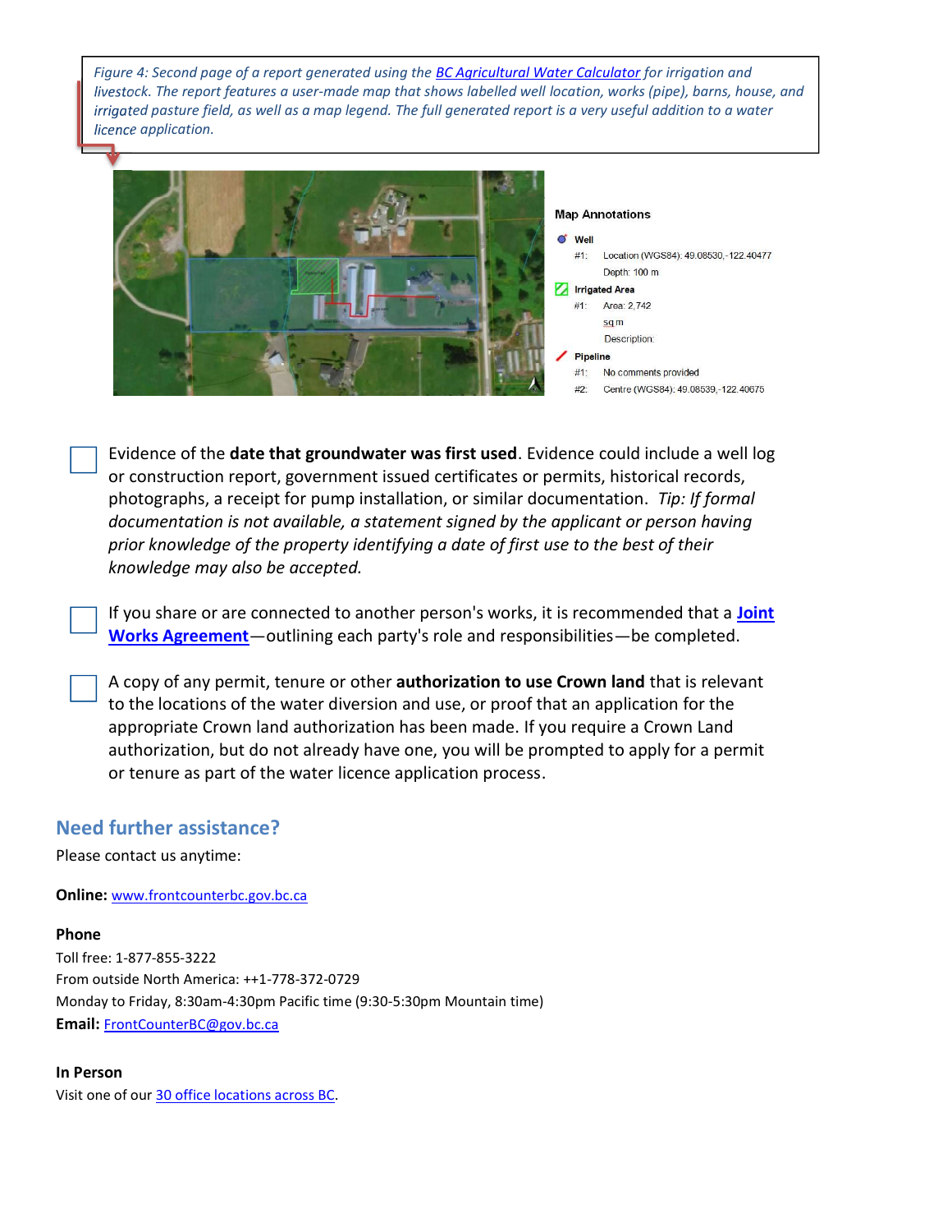*Figure 4: Second page of a report generated using the BC Agricultural Water Calculator for irrigation and livestock. The report features a user-made map that shows labelled well location, works (pipe), barns, house, and irrigated pasture field, as well as a map legend. The full generated report is a very useful addition to a water licence application.*

Map Annotations

Well

#1: Location (WGS84): 49.08530,-122.40477

Depth: 100 m

Irrigated Area

#1: Area: 2,742 sq m

Description:

Pipeline

#1: No comments provided

#2: Centre (WGS84): 49.08539,-122.40675

- [ ] Evidence of the **date that groundwater was first used**. Evidence could include a well log or construction report, government issued certificates or permits, historical records, photographs, a receipt for pump installation, or similar documentation. *Tip: If formal documentation is not available, a statement signed by the applicant or person having prior knowledge of the property identifying a date of first use to the best of their knowledge may also be accepted.*

- [ ] If you share or are connected to another person's works, it is recommended that a **Joint Works Agreement**—outlining each party's role and responsibilities—be completed.

- [ ] A copy of any permit, tenure or other **authorization to use Crown land** that is relevant to the locations of the water diversion and use, or proof that an application for the appropriate Crown land authorization has been made. If you require a Crown Land authorization, but do not already have one, you will be prompted to apply for a permit or tenure as part of the water licence application process.

## Need further assistance?

Please contact us anytime:

**Online:** www.frontcounterbc.gov.bc.ca

**Phone**

Toll free: 1-877-855-3222

From outside North America: ++1-778-372-0729

Monday to Friday, 8:30am-4:30pm Pacific time (9:30-5:30pm Mountain time)

**Email:** FrontCounterBC@gov.bc.ca

**In Person**

Visit one of our 30 office locations across BC.